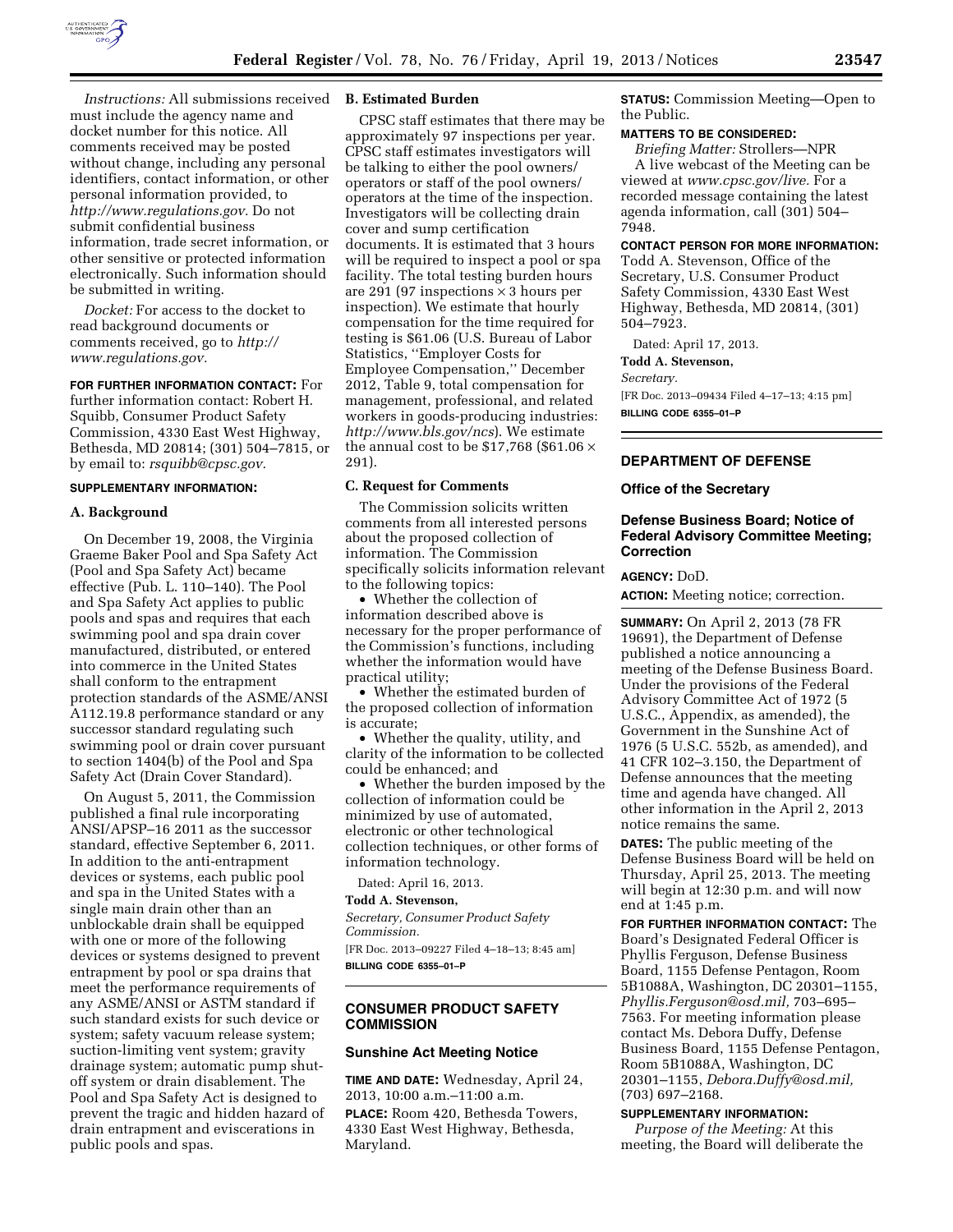*Instructions:* All submissions received must include the agency name and docket number for this notice. All comments received may be posted without change, including any personal identifiers, contact information, or other personal information provided, to *http://www.regulations.gov.* Do not submit confidential business information, trade secret information, or other sensitive or protected information electronically. Such information should be submitted in writing.

*Docket:* For access to the docket to read background documents or comments received, go to *http://www.regulations.gov.*

**FOR FURTHER INFORMATION CONTACT:** For further information contact: Robert H. Squibb, Consumer Product Safety Commission, 4330 East West Highway, Bethesda, MD 20814; (301) 504–7815, or by email to: *rsquibb@cpsc.gov.*

**SUPPLEMENTARY INFORMATION:**

### A. Background

On December 19, 2008, the Virginia Graeme Baker Pool and Spa Safety Act (Pool and Spa Safety Act) became effective (Pub. L. 110–140). The Pool and Spa Safety Act applies to public pools and spas and requires that each swimming pool and spa drain cover manufactured, distributed, or entered into commerce in the United States shall conform to the entrapment protection standards of the ASME/ANSI A112.19.8 performance standard or any successor standard regulating such swimming pool or drain cover pursuant to section 1404(b) of the Pool and Spa Safety Act (Drain Cover Standard).

On August 5, 2011, the Commission published a final rule incorporating ANSI/APSP–16 2011 as the successor standard, effective September 6, 2011. In addition to the anti-entrapment devices or systems, each public pool and spa in the United States with a single main drain other than an unblockable drain shall be equipped with one or more of the following devices or systems designed to prevent entrapment by pool or spa drains that meet the performance requirements of any ASME/ANSI or ASTM standard if such standard exists for such device or system; safety vacuum release system; suction-limiting vent system; gravity drainage system; automatic pump shut-off system or drain disablement. The Pool and Spa Safety Act is designed to prevent the tragic and hidden hazard of drain entrapment and eviscerations in public pools and spas.

### B. Estimated Burden

CPSC staff estimates that there may be approximately 97 inspections per year. CPSC staff estimates investigators will be talking to either the pool owners/operators or staff of the pool owners/operators at the time of the inspection. Investigators will be collecting drain cover and sump certification documents. It is estimated that 3 hours will be required to inspect a pool or spa facility. The total testing burden hours are 291 (97 inspections × 3 hours per inspection). We estimate that hourly compensation for the time required for testing is $61.06 (U.S. Bureau of Labor Statistics, ''Employer Costs for Employee Compensation,'' December 2012, Table 9, total compensation for management, professional, and related workers in goods-producing industries: *http://www.bls.gov/ncs*). We estimate the annual cost to be $17,768 ($61.06 × 291).

### C. Request for Comments

The Commission solicits written comments from all interested persons about the proposed collection of information. The Commission specifically solicits information relevant to the following topics:

- Whether the collection of information described above is necessary for the proper performance of the Commission's functions, including whether the information would have practical utility;
- Whether the estimated burden of the proposed collection of information is accurate;
- Whether the quality, utility, and clarity of the information to be collected could be enhanced; and
- Whether the burden imposed by the collection of information could be minimized by use of automated, electronic or other technological collection techniques, or other forms of information technology.

Dated: April 16, 2013.

**Todd A. Stevenson,**

*Secretary, Consumer Product Safety Commission.*

[FR Doc. 2013–09227 Filed 4–18–13; 8:45 am]

**BILLING CODE 6355–01–P**

## CONSUMER PRODUCT SAFETY COMMISSION

### Sunshine Act Meeting Notice

**TIME AND DATE:** Wednesday, April 24, 2013, 10:00 a.m.–11:00 a.m.

**PLACE:** Room 420, Bethesda Towers, 4330 East West Highway, Bethesda, Maryland.

**STATUS:** Commission Meeting—Open to the Public.

**MATTERS TO BE CONSIDERED:**

*Briefing Matter:* Strollers—NPR

A live webcast of the Meeting can be viewed at *www.cpsc.gov/live.* For a recorded message containing the latest agenda information, call (301) 504–7948.

**CONTACT PERSON FOR MORE INFORMATION:** Todd A. Stevenson, Office of the Secretary, U.S. Consumer Product Safety Commission, 4330 East West Highway, Bethesda, MD 20814, (301) 504–7923.

Dated: April 17, 2013.

**Todd A. Stevenson,**

*Secretary.*

[FR Doc. 2013–09434 Filed 4–17–13; 4:15 pm]

**BILLING CODE 6355–01–P**

## DEPARTMENT OF DEFENSE

### Office of the Secretary

### Defense Business Board; Notice of Federal Advisory Committee Meeting; Correction

**AGENCY:** DoD.

**ACTION:** Meeting notice; correction.

**SUMMARY:** On April 2, 2013 (78 FR 19691), the Department of Defense published a notice announcing a meeting of the Defense Business Board. Under the provisions of the Federal Advisory Committee Act of 1972 (5 U.S.C., Appendix, as amended), the Government in the Sunshine Act of 1976 (5 U.S.C. 552b, as amended), and 41 CFR 102–3.150, the Department of Defense announces that the meeting time and agenda have changed. All other information in the April 2, 2013 notice remains the same.

**DATES:** The public meeting of the Defense Business Board will be held on Thursday, April 25, 2013. The meeting will begin at 12:30 p.m. and will now end at 1:45 p.m.

**FOR FURTHER INFORMATION CONTACT:** The Board's Designated Federal Officer is Phyllis Ferguson, Defense Business Board, 1155 Defense Pentagon, Room 5B1088A, Washington, DC 20301–1155, *Phyllis.Ferguson@osd.mil,* 703–695–7563. For meeting information please contact Ms. Debora Duffy, Defense Business Board, 1155 Defense Pentagon, Room 5B1088A, Washington, DC 20301–1155, *Debora.Duffy@osd.mil,* (703) 697–2168.

**SUPPLEMENTARY INFORMATION:**

*Purpose of the Meeting:* At this meeting, the Board will deliberate the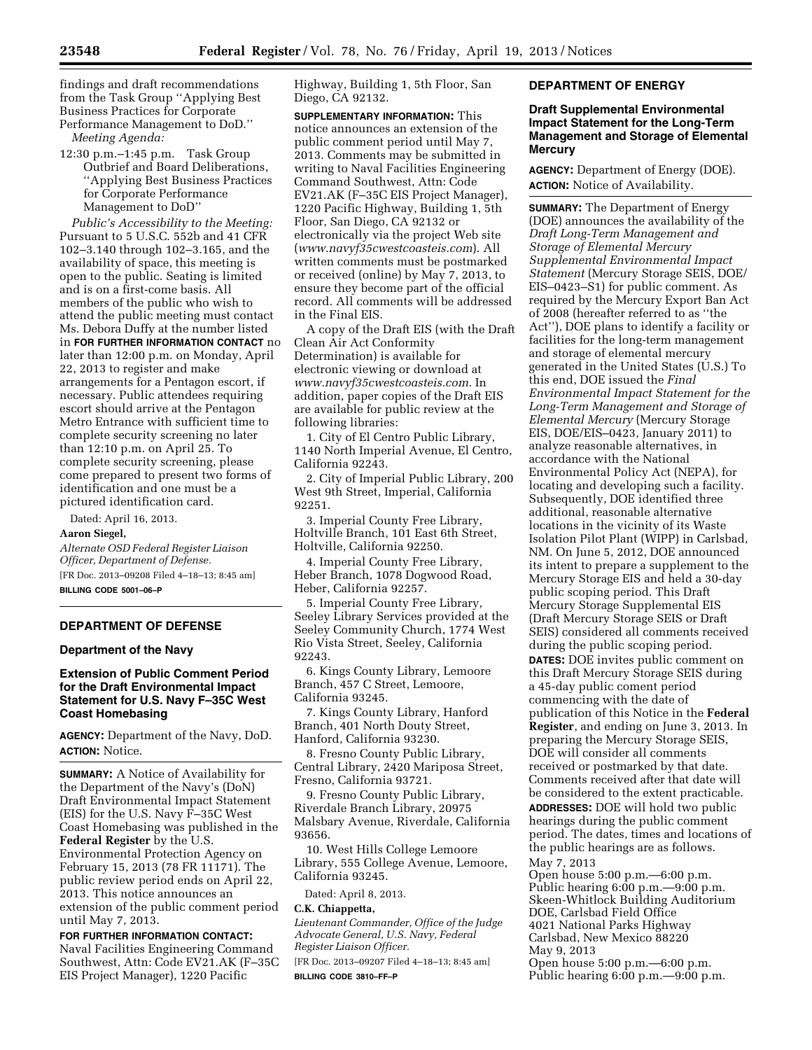findings and draft recommendations from the Task Group ''Applying Best Business Practices for Corporate Performance Management to DoD.''

*Meeting Agenda:*

12:30 p.m.–1:45 p.m. Task Group Outbrief and Board Deliberations, ''Applying Best Business Practices for Corporate Performance Management to DoD''

*Public's Accessibility to the Meeting:* Pursuant to 5 U.S.C. 552b and 41 CFR 102–3.140 through 102–3.165, and the availability of space, this meeting is open to the public. Seating is limited and is on a first-come basis. All members of the public who wish to attend the public meeting must contact Ms. Debora Duffy at the number listed in **FOR FURTHER INFORMATION CONTACT** no later than 12:00 p.m. on Monday, April 22, 2013 to register and make arrangements for a Pentagon escort, if necessary. Public attendees requiring escort should arrive at the Pentagon Metro Entrance with sufficient time to complete security screening no later than 12:10 p.m. on April 25. To complete security screening, please come prepared to present two forms of identification and one must be a pictured identification card.

Dated: April 16, 2013.

**Aaron Siegel,**

*Alternate OSD Federal Register Liaison Officer, Department of Defense.*

[FR Doc. 2013–09208 Filed 4–18–13; 8:45 am]

**BILLING CODE 5001–06–P**

## DEPARTMENT OF DEFENSE

### Department of the Navy

### Extension of Public Comment Period for the Draft Environmental Impact Statement for U.S. Navy F–35C West Coast Homebasing

**AGENCY:** Department of the Navy, DoD.

**ACTION:** Notice.

**SUMMARY:** A Notice of Availability for the Department of the Navy's (DoN) Draft Environmental Impact Statement (EIS) for the U.S. Navy F–35C West Coast Homebasing was published in the **Federal Register** by the U.S. Environmental Protection Agency on February 15, 2013 (78 FR 11171). The public review period ends on April 22, 2013. This notice announces an extension of the public comment period until May 7, 2013.

**FOR FURTHER INFORMATION CONTACT:** Naval Facilities Engineering Command Southwest, Attn: Code EV21.AK (F–35C EIS Project Manager), 1220 Pacific Highway, Building 1, 5th Floor, San Diego, CA 92132.

**SUPPLEMENTARY INFORMATION:** This notice announces an extension of the public comment period until May 7, 2013. Comments may be submitted in writing to Naval Facilities Engineering Command Southwest, Attn: Code EV21.AK (F–35C EIS Project Manager), 1220 Pacific Highway, Building 1, 5th Floor, San Diego, CA 92132 or electronically via the project Web site (*www.navyf35cwestcoasteis.com*). All written comments must be postmarked or received (online) by May 7, 2013, to ensure they become part of the official record. All comments will be addressed in the Final EIS.

A copy of the Draft EIS (with the Draft Clean Air Act Conformity Determination) is available for electronic viewing or download at *www.navyf35cwestcoasteis.com.* In addition, paper copies of the Draft EIS are available for public review at the following libraries:

1. City of El Centro Public Library, 1140 North Imperial Avenue, El Centro, California 92243.
2. City of Imperial Public Library, 200 West 9th Street, Imperial, California 92251.
3. Imperial County Free Library, Holtville Branch, 101 East 6th Street, Holtville, California 92250.
4. Imperial County Free Library, Heber Branch, 1078 Dogwood Road, Heber, California 92257.
5. Imperial County Free Library, Seeley Library Services provided at the Seeley Community Church, 1774 West Rio Vista Street, Seeley, California 92243.
6. Kings County Library, Lemoore Branch, 457 C Street, Lemoore, California 93245.
7. Kings County Library, Hanford Branch, 401 North Douty Street, Hanford, California 93230.
8. Fresno County Public Library, Central Library, 2420 Mariposa Street, Fresno, California 93721.
9. Fresno County Public Library, Riverdale Branch Library, 20975 Malsbary Avenue, Riverdale, California 93656.
10. West Hills College Lemoore Library, 555 College Avenue, Lemoore, California 93245.

Dated: April 8, 2013.

**C.K. Chiappetta,**

*Lieutenant Commander, Office of the Judge Advocate General, U.S. Navy, Federal Register Liaison Officer.*

[FR Doc. 2013–09207 Filed 4–18–13; 8:45 am]

**BILLING CODE 3810–FF–P**

## DEPARTMENT OF ENERGY

### Draft Supplemental Environmental Impact Statement for the Long-Term Management and Storage of Elemental Mercury

**AGENCY:** Department of Energy (DOE).

**ACTION:** Notice of Availability.

**SUMMARY:** The Department of Energy (DOE) announces the availability of the *Draft Long-Term Management and Storage of Elemental Mercury Supplemental Environmental Impact Statement* (Mercury Storage SEIS, DOE/EIS–0423–S1) for public comment. As required by the Mercury Export Ban Act of 2008 (hereafter referred to as ''the Act''), DOE plans to identify a facility or facilities for the long-term management and storage of elemental mercury generated in the United States (U.S.) To this end, DOE issued the *Final Environmental Impact Statement for the Long-Term Management and Storage of Elemental Mercury* (Mercury Storage EIS, DOE/EIS–0423, January 2011) to analyze reasonable alternatives, in accordance with the National Environmental Policy Act (NEPA), for locating and developing such a facility. Subsequently, DOE identified three additional, reasonable alternative locations in the vicinity of its Waste Isolation Pilot Plant (WIPP) in Carlsbad, NM. On June 5, 2012, DOE announced its intent to prepare a supplement to the Mercury Storage EIS and held a 30-day public scoping period. This Draft Mercury Storage Supplemental EIS (Draft Mercury Storage SEIS or Draft SEIS) considered all comments received during the public scoping period.

**DATES:** DOE invites public comment on this Draft Mercury Storage SEIS during a 45-day public coment period commencing with the date of publication of this Notice in the **Federal Register**, and ending on June 3, 2013. In preparing the Mercury Storage SEIS, DOE will consider all comments received or postmarked by that date. Comments received after that date will be considered to the extent practicable.

**ADDRESSES:** DOE will hold two public hearings during the public comment period. The dates, times and locations of the public hearings are as follows.

May 7, 2013
Open house 5:00 p.m.—6:00 p.m.
Public hearing 6:00 p.m.—9:00 p.m.
Skeen-Whitlock Building Auditorium
DOE, Carlsbad Field Office
4021 National Parks Highway
Carlsbad, New Mexico 88220

May 9, 2013
Open house 5:00 p.m.—6:00 p.m.
Public hearing 6:00 p.m.—9:00 p.m.